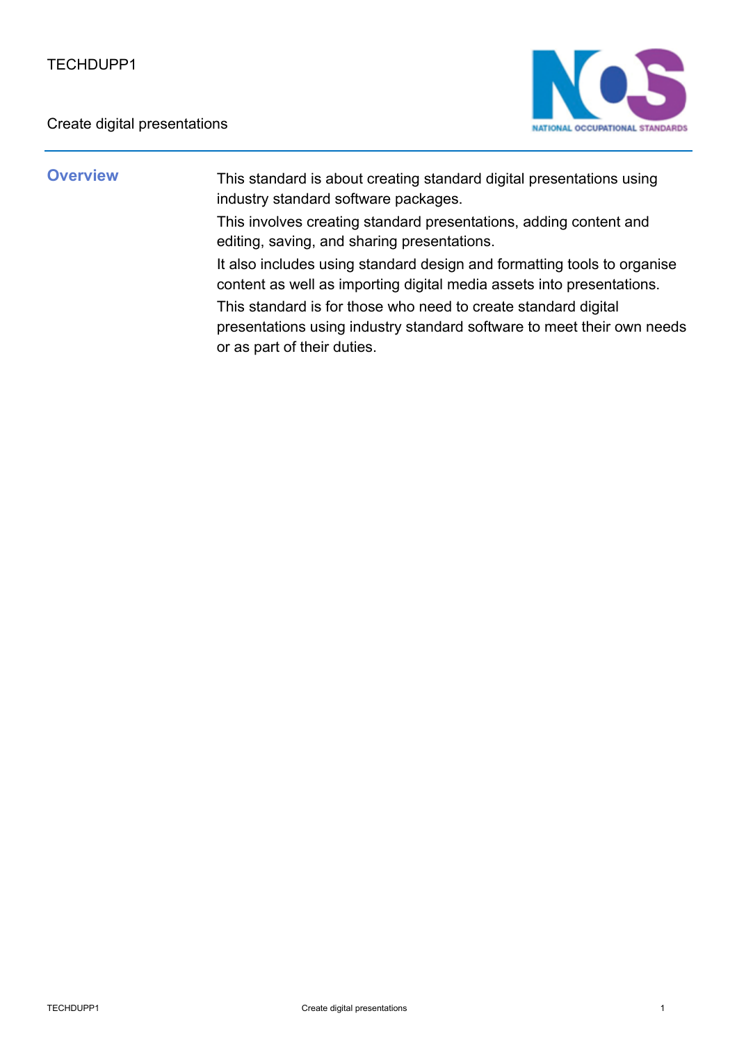TECHDUPP1

Create digital presentations

## Overview

This standard is about creating standard digital presentations using industry standard software packages.

This involves creating standard presentations, adding content and editing, saving, and sharing presentations.

It also includes using standard design and formatting tools to organise content as well as importing digital media assets into presentations.

This standard is for those who need to create standard digital presentations using industry standard software to meet their own needs or as part of their duties.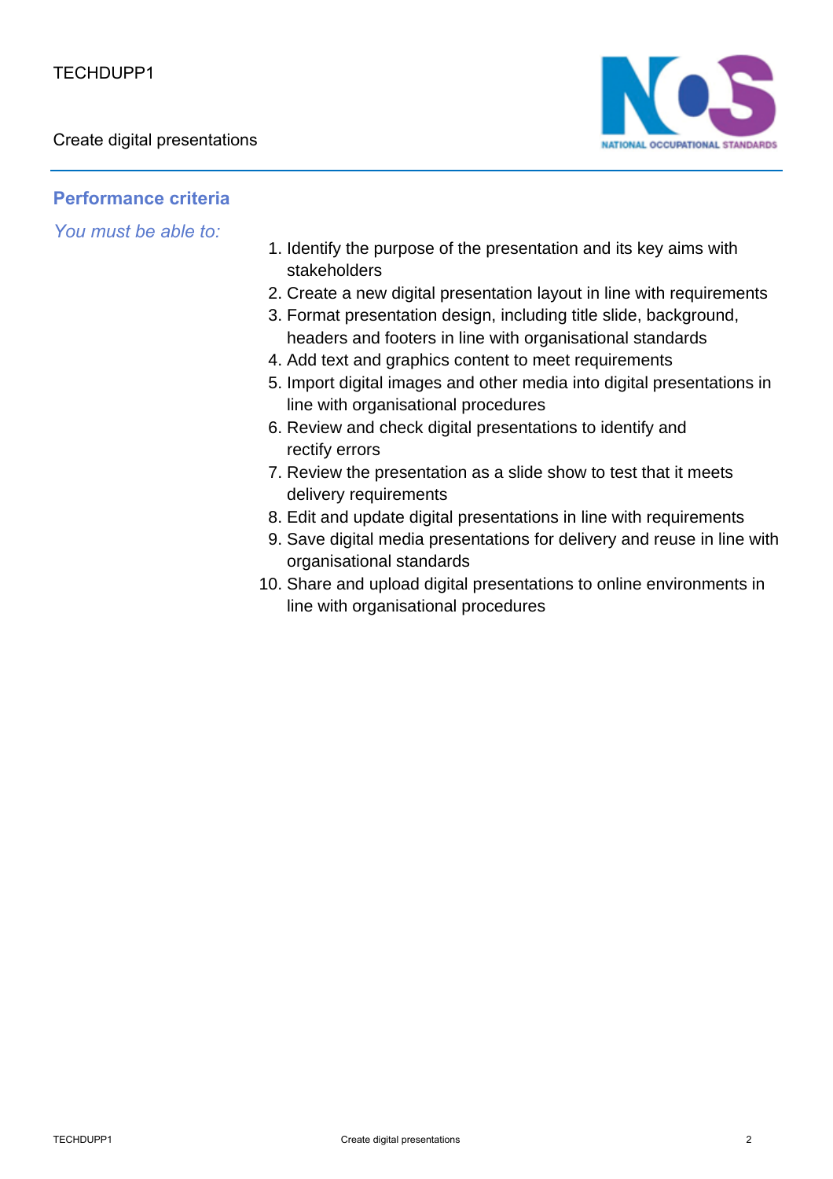## Performance criteria

*You must be able to:*

1. Identify the purpose of the presentation and its key aims with stakeholders
2. Create a new digital presentation layout in line with requirements
3. Format presentation design, including title slide, background, headers and footers in line with organisational standards
4. Add text and graphics content to meet requirements
5. Import digital images and other media into digital presentations in line with organisational procedures
6. Review and check digital presentations to identify and rectify errors
7. Review the presentation as a slide show to test that it meets delivery requirements
8. Edit and update digital presentations in line with requirements
9. Save digital media presentations for delivery and reuse in line with organisational standards
10. Share and upload digital presentations to online environments in line with organisational procedures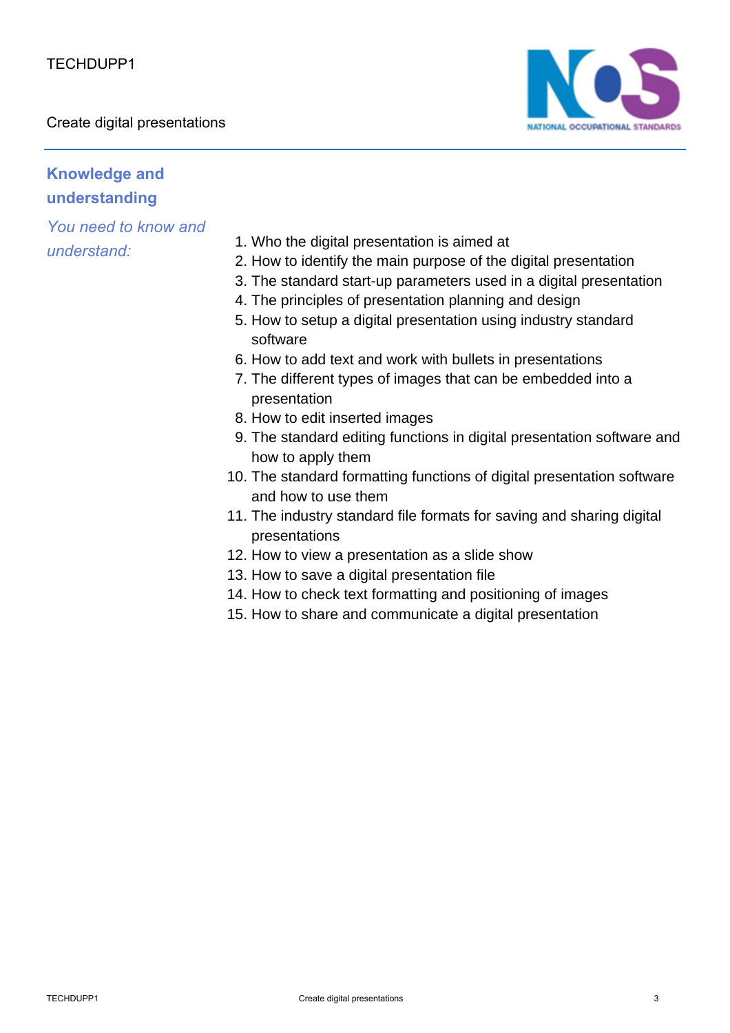## Knowledge and understanding

*You need to know and understand:*

1. Who the digital presentation is aimed at
2. How to identify the main purpose of the digital presentation
3. The standard start-up parameters used in a digital presentation
4. The principles of presentation planning and design
5. How to setup a digital presentation using industry standard software
6. How to add text and work with bullets in presentations
7. The different types of images that can be embedded into a presentation
8. How to edit inserted images
9. The standard editing functions in digital presentation software and how to apply them
10. The standard formatting functions of digital presentation software and how to use them
11. The industry standard file formats for saving and sharing digital presentations
12. How to view a presentation as a slide show
13. How to save a digital presentation file
14. How to check text formatting and positioning of images
15. How to share and communicate a digital presentation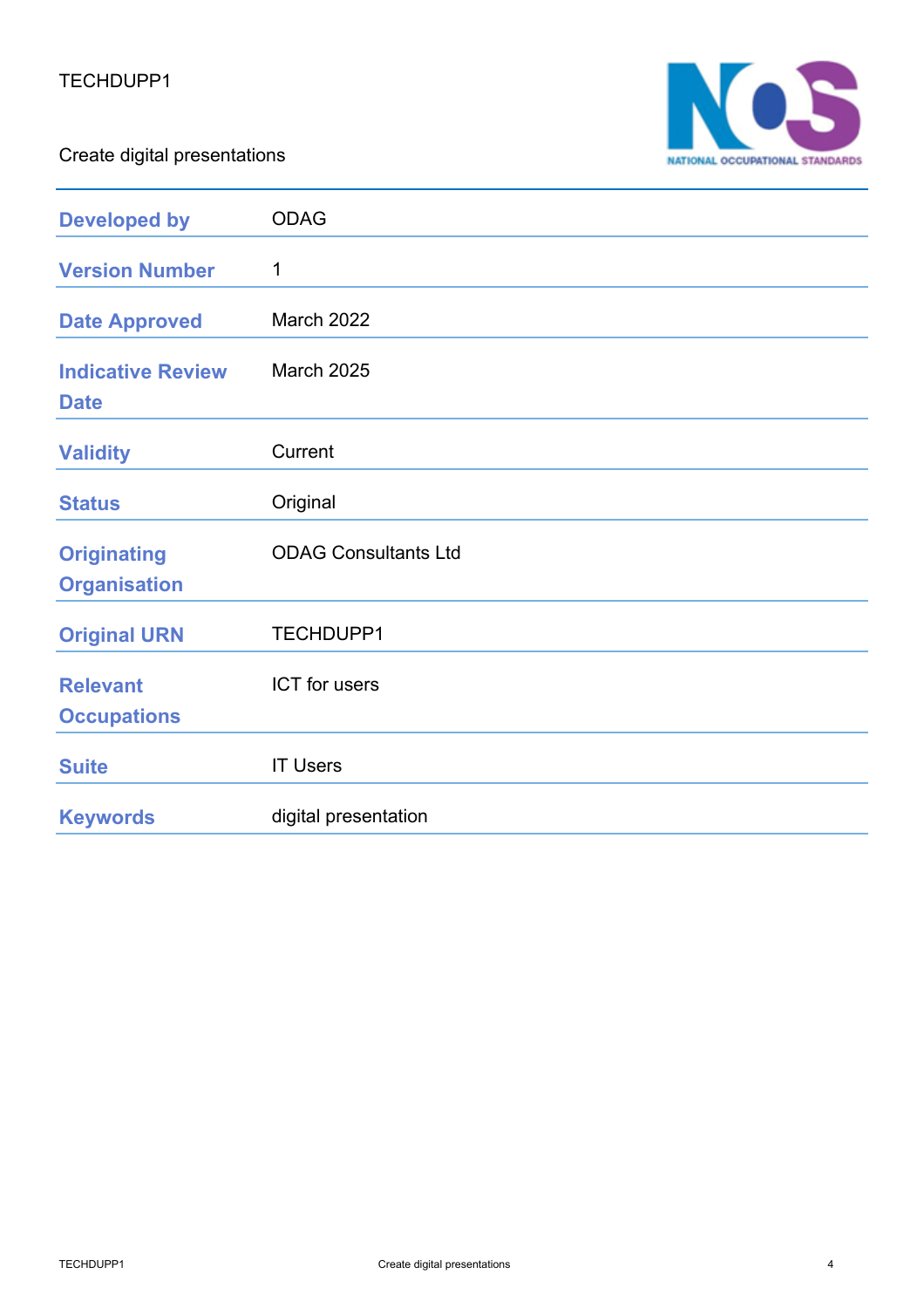TECHDUPP1

Create digital presentations

| | |
|---|---|
| **Developed by** | ODAG |
| **Version Number** | 1 |
| **Date Approved** | March 2022 |
| **Indicative Review Date** | March 2025 |
| **Validity** | Current |
| **Status** | Original |
| **Originating Organisation** | ODAG Consultants Ltd |
| **Original URN** | TECHDUPP1 |
| **Relevant Occupations** | ICT for users |
| **Suite** | IT Users |
| **Keywords** | digital presentation |